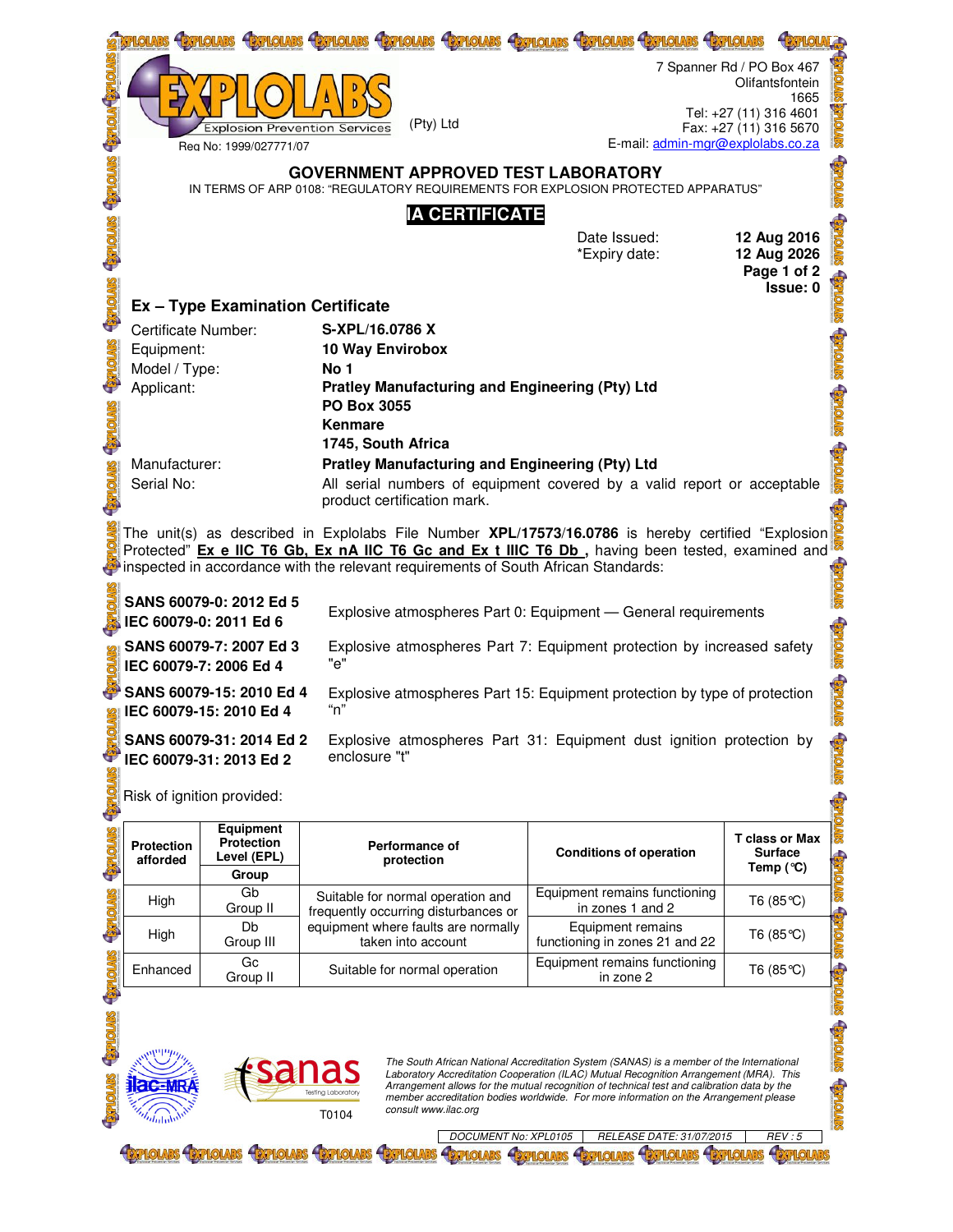EXPLOLABS (Pty) Ltd
Explosion Prevention Services
Reg No: 1999/027771/07

7 Spanner Rd / PO Box 467
Olifantsfontein
1665
Tel: +27 (11) 316 4601
Fax: +27 (11) 316 5670
E-mail: admin-mgr@explolabs.co.za

## GOVERNMENT APPROVED TEST LABORATORY

IN TERMS OF ARP 0108: "REGULATORY REQUIREMENTS FOR EXPLOSION PROTECTED APPARATUS"

## IA CERTIFICATE

Date Issued: **12 Aug 2016**
*Expiry date: **12 Aug 2026**
**Page 1 of 2**
**Issue: 0**

### Ex – Type Examination Certificate

| | |
|---|---|
| Certificate Number: | **S-XPL/16.0786 X** |
| Equipment: | **10 Way Envirobox** |
| Model / Type: | **No 1** |
| Applicant: | **Pratley Manufacturing and Engineering (Pty) Ltd**<br>**PO Box 3055**<br>**Kenmare**<br>**1745, South Africa** |
| Manufacturer: | **Pratley Manufacturing and Engineering (Pty) Ltd** |
| Serial No: | All serial numbers of equipment covered by a valid report or acceptable product certification mark. |

The unit(s) as described in Explolabs File Number **XPL/17573/16.0786** is hereby certified "Explosion Protected" **Ex e IIC T6 Gb, Ex nA IIC T6 Gc and Ex t IIIC T6 Db ,** having been tested, examined and inspected in accordance with the relevant requirements of South African Standards:

| | |
|---|---|
| **SANS 60079-0: 2012 Ed 5**<br>**IEC 60079-0: 2011 Ed 6** | Explosive atmospheres Part 0: Equipment — General requirements |
| **SANS 60079-7: 2007 Ed 3**<br>**IEC 60079-7: 2006 Ed 4** | Explosive atmospheres Part 7: Equipment protection by increased safety "e" |
| **SANS 60079-15: 2010 Ed 4**<br>**IEC 60079-15: 2010 Ed 4** | Explosive atmospheres Part 15: Equipment protection by type of protection "n" |
| **SANS 60079-31: 2014 Ed 2**<br>**IEC 60079-31: 2013 Ed 2** | Explosive atmospheres Part 31: Equipment dust ignition protection by enclosure "t" |

Risk of ignition provided:

| Protection afforded | Equipment Protection Level (EPL) Group | Performance of protection | Conditions of operation | T class or Max Surface Temp (°C) |
|---|---|---|---|---|
| High | Gb<br>Group II | Suitable for normal operation and frequently occurring disturbances or equipment where faults are normally taken into account | Equipment remains functioning in zones 1 and 2 | T6 (85°C) |
| High | Db<br>Group III | | Equipment remains functioning in zones 21 and 22 | T6 (85°C) |
| Enhanced | Gc<br>Group II | Suitable for normal operation | Equipment remains functioning in zone 2 | T6 (85°C) |

ilac-MRA   sanas Testing Laboratory T0104

*The South African National Accreditation System (SANAS) is a member of the International Laboratory Accreditation Cooperation (ILAC) Mutual Recognition Arrangement (MRA). This Arrangement allows for the mutual recognition of technical test and calibration data by the member accreditation bodies worldwide. For more information on the Arrangement please consult www.ilac.org*

DOCUMENT No: XPL0105 | RELEASE DATE: 31/07/2015 | REV : 5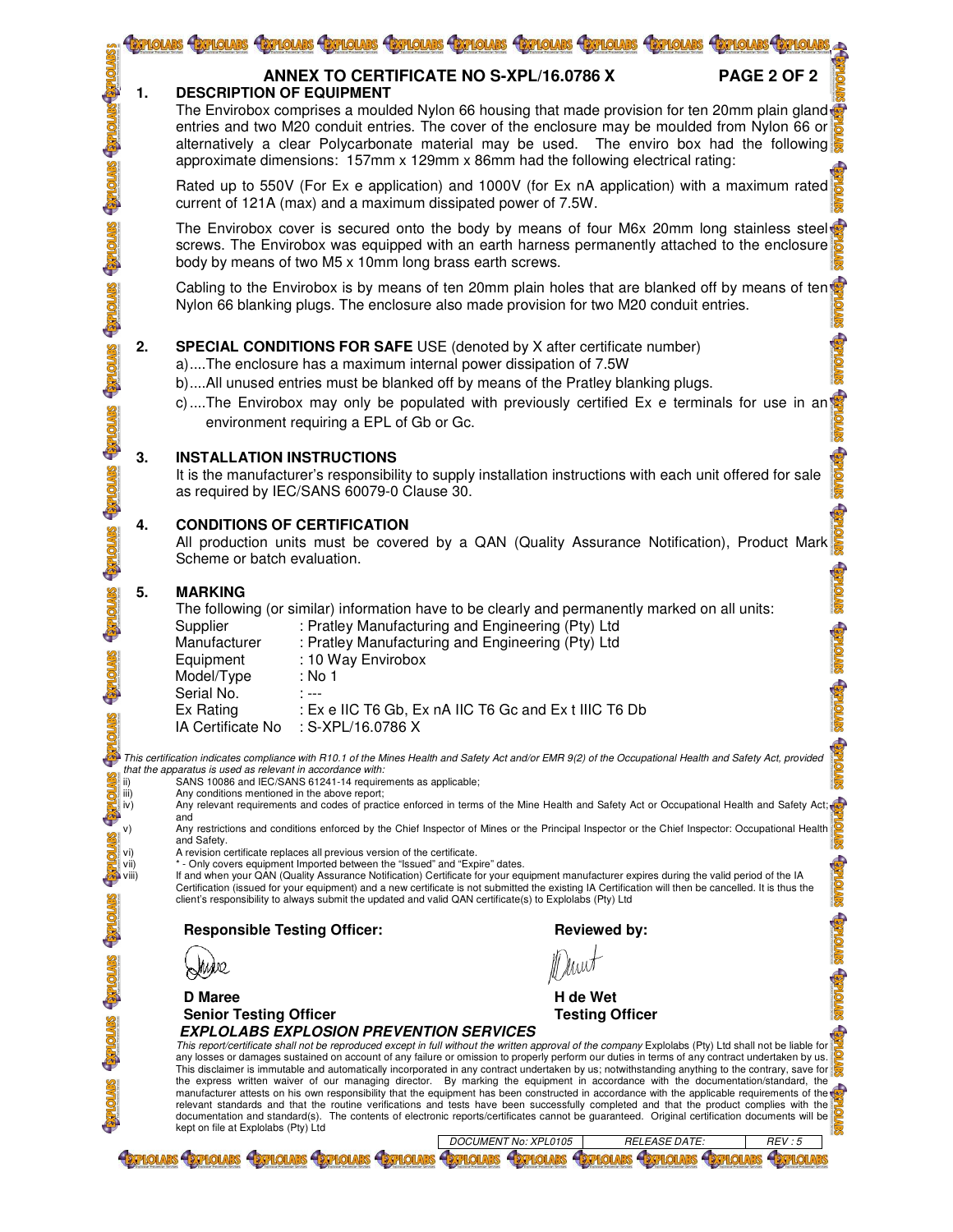# ANNEX TO CERTIFICATE NO S-XPL/16.0786 X

PAGE 2 OF 2

## 1. DESCRIPTION OF EQUIPMENT

The Envirobox comprises a moulded Nylon 66 housing that made provision for ten 20mm plain gland entries and two M20 conduit entries. The cover of the enclosure may be moulded from Nylon 66 or alternatively a clear Polycarbonate material may be used. The enviro box had the following approximate dimensions: 157mm x 129mm x 86mm had the following electrical rating:

Rated up to 550V (For Ex e application) and 1000V (for Ex nA application) with a maximum rated current of 121A (max) and a maximum dissipated power of 7.5W.

The Envirobox cover is secured onto the body by means of four M6x 20mm long stainless steel screws. The Envirobox was equipped with an earth harness permanently attached to the enclosure body by means of two M5 x 10mm long brass earth screws.

Cabling to the Envirobox is by means of ten 20mm plain holes that are blanked off by means of ten Nylon 66 blanking plugs. The enclosure also made provision for two M20 conduit entries.

## 2. SPECIAL CONDITIONS FOR SAFE USE (denoted by X after certificate number)

a)....The enclosure has a maximum internal power dissipation of 7.5W

b)....All unused entries must be blanked off by means of the Pratley blanking plugs.

c)....The Envirobox may only be populated with previously certified Ex e terminals for use in an environment requiring a EPL of Gb or Gc.

## 3. INSTALLATION INSTRUCTIONS

It is the manufacturer's responsibility to supply installation instructions with each unit offered for sale as required by IEC/SANS 60079-0 Clause 30.

## 4. CONDITIONS OF CERTIFICATION

All production units must be covered by a QAN (Quality Assurance Notification), Product Mark Scheme or batch evaluation.

## 5. MARKING

The following (or similar) information have to be clearly and permanently marked on all units:

| | |
|---|---|
| Supplier | : Pratley Manufacturing and Engineering (Pty) Ltd |
| Manufacturer | : Pratley Manufacturing and Engineering (Pty) Ltd |
| Equipment | : 10 Way Envirobox |
| Model/Type | : No 1 |
| Serial No. | : --- |
| Ex Rating | : Ex e IIC T6 Gb, Ex nA IIC T6 Gc and Ex t IIIC T6 Db |
| IA Certificate No | : S-XPL/16.0786 X |

*This certification indicates compliance with R10.1 of the Mines Health and Safety Act and/or EMR 9(2) of the Occupational Health and Safety Act, provided that the apparatus is used as relevant in accordance with:*

ii) SANS 10086 and IEC/SANS 61241-14 requirements as applicable;

iii) Any conditions mentioned in the above report;

iv) Any relevant requirements and codes of practice enforced in terms of the Mine Health and Safety Act or Occupational Health and Safety Act; and

v) Any restrictions and conditions enforced by the Chief Inspector of Mines or the Principal Inspector or the Chief Inspector: Occupational Health and Safety.

vi) A revision certificate replaces all previous version of the certificate.

vii) * - Only covers equipment Imported between the "Issued" and "Expire" dates.

viii) If and when your QAN (Quality Assurance Notification) Certificate for your equipment manufacturer expires during the valid period of the IA Certification (issued for your equipment) and a new certificate is not submitted the existing IA Certification will then be cancelled. It is thus the client's responsibility to always submit the updated and valid QAN certificate(s) to Explolabs (Pty) Ltd

| Responsible Testing Officer: | Reviewed by: |
|---|---|
| D Maree | H de Wet |
| Senior Testing Officer | Testing Officer |

**EXPLOLABS EXPLOSION PREVENTION SERVICES**

*This report/certificate shall not be reproduced except in full without the written approval of the company* Explolabs (Pty) Ltd shall not be liable for any losses or damages sustained on account of any failure or omission to properly perform our duties in terms of any contract undertaken by us. This disclaimer is immutable and automatically incorporated in any contract undertaken by us; notwithstanding anything to the contrary, save for the express written waiver of our managing director. By marking the equipment in accordance with the documentation/standard, the manufacturer attests on his own responsibility that the equipment has been constructed in accordance with the applicable requirements of the relevant standards and that the routine verifications and tests have been successfully completed and that the product complies with the documentation and standard(s). The contents of electronic reports/certificates cannot be guaranteed. Original certification documents will be kept on file at Explolabs (Pty) Ltd

| DOCUMENT No: XPL0105 | RELEASE DATE: | REV : 5 |
|---|---|---|